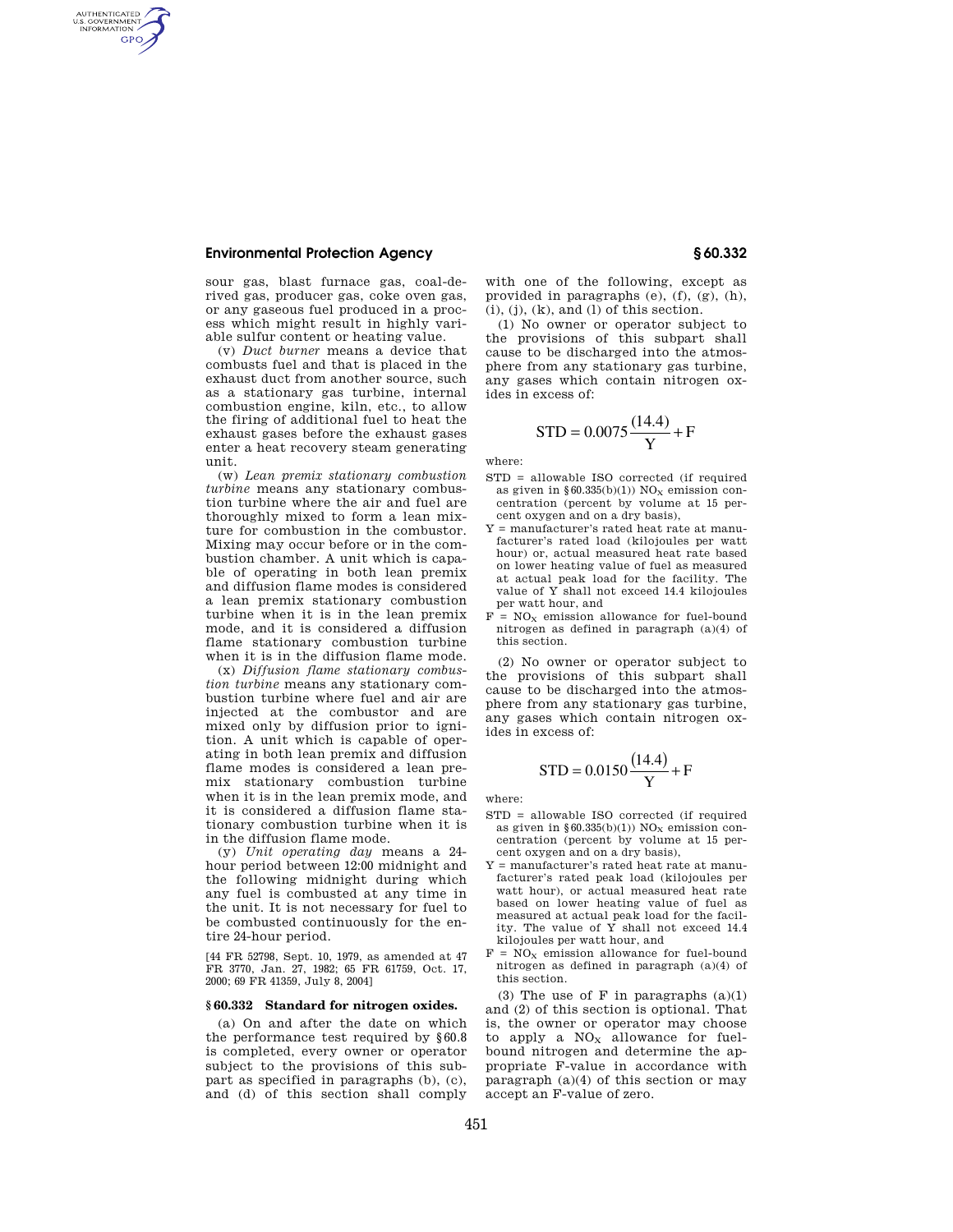sour gas, blast furnace gas, coal-derived gas, producer gas, coke oven gas, or any gaseous fuel produced in a process which might result in highly variable sulfur content or heating value.

(v) *Duct burner* means a device that combusts fuel and that is placed in the exhaust duct from another source, such as a stationary gas turbine, internal combustion engine, kiln, etc., to allow the firing of additional fuel to heat the exhaust gases before the exhaust gases enter a heat recovery steam generating unit.

(w) *Lean premix stationary combustion turbine* means any stationary combustion turbine where the air and fuel are thoroughly mixed to form a lean mixture for combustion in the combustor. Mixing may occur before or in the combustion chamber. A unit which is capable of operating in both lean premix and diffusion flame modes is considered a lean premix stationary combustion turbine when it is in the lean premix mode, and it is considered a diffusion flame stationary combustion turbine when it is in the diffusion flame mode.

(x) *Diffusion flame stationary combustion turbine* means any stationary combustion turbine where fuel and air are injected at the combustor and are mixed only by diffusion prior to ignition. A unit which is capable of operating in both lean premix and diffusion flame modes is considered a lean premix stationary combustion turbine when it is in the lean premix mode, and it is considered a diffusion flame stationary combustion turbine when it is in the diffusion flame mode.

(y) *Unit operating day* means a 24-hour period between 12:00 midnight and the following midnight during which any fuel is combusted at any time in the unit. It is not necessary for fuel to be combusted continuously for the entire 24-hour period.

[44 FR 52798, Sept. 10, 1979, as amended at 47 FR 3770, Jan. 27, 1982; 65 FR 61759, Oct. 17, 2000; 69 FR 41359, July 8, 2004]

## § 60.332 Standard for nitrogen oxides.

(a) On and after the date on which the performance test required by § 60.8 is completed, every owner or operator subject to the provisions of this subpart as specified in paragraphs (b), (c), and (d) of this section shall comply with one of the following, except as provided in paragraphs (e), (f), (g), (h), (i), (j), (k), and (l) of this section.

(1) No owner or operator subject to the provisions of this subpart shall cause to be discharged into the atmosphere from any stationary gas turbine, any gases which contain nitrogen oxides in excess of:

$$STD = 0.0075 \frac{(14.4)}{Y} + F$$

where:

STD = allowable ISO corrected (if required as given in § 60.335(b)(1)) $NO_X$ emission concentration (percent by volume at 15 percent oxygen and on a dry basis),

Y = manufacturer's rated heat rate at manufacturer's rated load (kilojoules per watt hour) or, actual measured heat rate based on lower heating value of fuel as measured at actual peak load for the facility. The value of Y shall not exceed 14.4 kilojoules per watt hour, and

F = $NO_X$ emission allowance for fuel-bound nitrogen as defined in paragraph (a)(4) of this section.

(2) No owner or operator subject to the provisions of this subpart shall cause to be discharged into the atmosphere from any stationary gas turbine, any gases which contain nitrogen oxides in excess of:

$$STD = 0.0150 \frac{(14.4)}{Y} + F$$

where:

STD = allowable ISO corrected (if required as given in § 60.335(b)(1)) $NO_X$ emission concentration (percent by volume at 15 percent oxygen and on a dry basis),

Y = manufacturer's rated heat rate at manufacturer's rated peak load (kilojoules per watt hour), or actual measured heat rate based on lower heating value of fuel as measured at actual peak load for the facility. The value of Y shall not exceed 14.4 kilojoules per watt hour, and

F = $NO_X$ emission allowance for fuel-bound nitrogen as defined in paragraph (a)(4) of this section.

(3) The use of F in paragraphs (a)(1) and (2) of this section is optional. That is, the owner or operator may choose to apply a $NO_X$ allowance for fuel-bound nitrogen and determine the appropriate F-value in accordance with paragraph (a)(4) of this section or may accept an F-value of zero.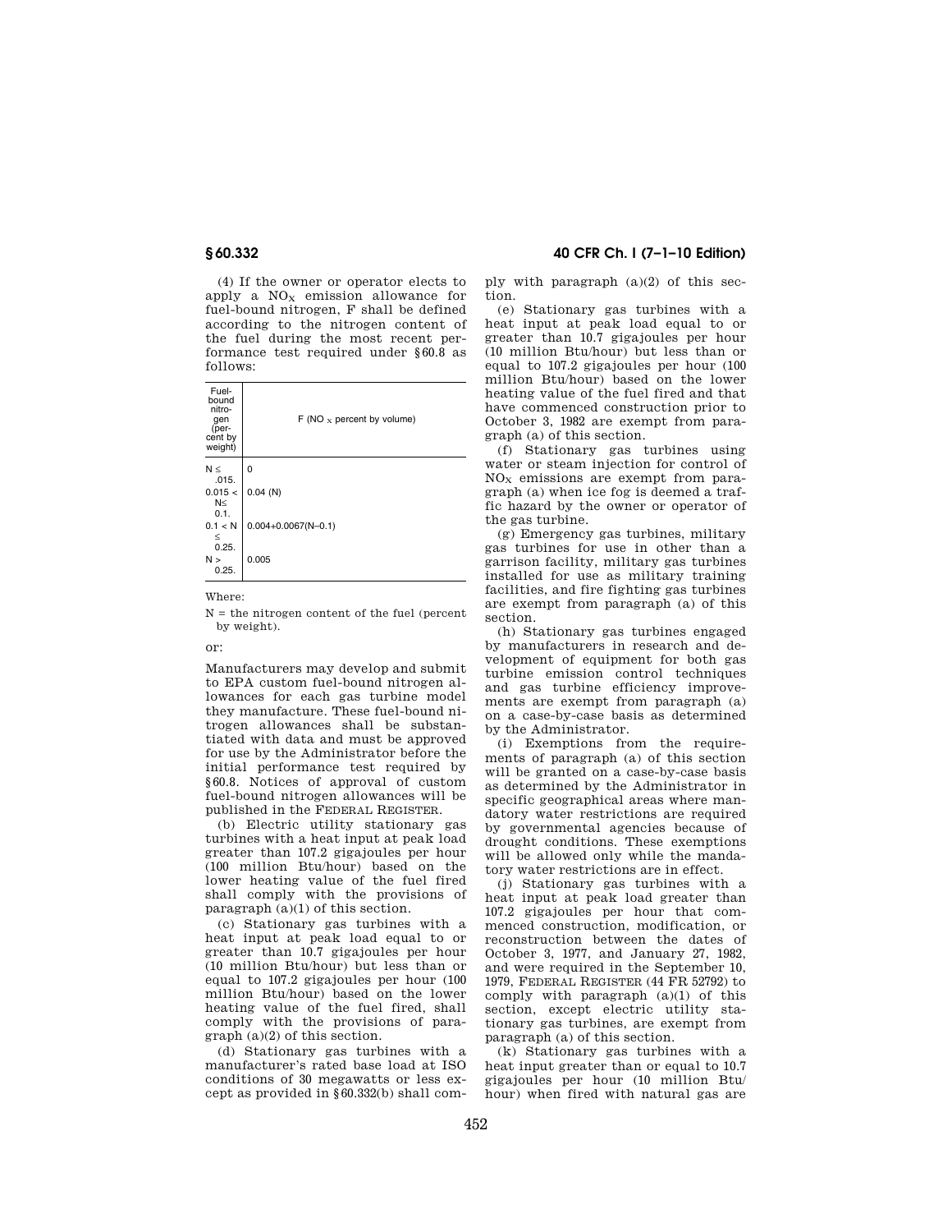(4) If the owner or operator elects to apply a $NO_X$ emission allowance for fuel-bound nitrogen, F shall be defined according to the nitrogen content of the fuel during the most recent performance test required under §60.8 as follows:

| Fuel-bound nitrogen (percent by weight) | F ($NO_X$ percent by volume) |
|---|---|
| $N \leq .015$. | 0 |
| $0.015 < N \leq 0.1$. | 0.04 (N) |
| $0.1 < N \leq 0.25$. | 0.004+0.0067(N–0.1) |
| $N > 0.25$. | 0.005 |

Where:

N = the nitrogen content of the fuel (percent by weight).

or:

Manufacturers may develop and submit to EPA custom fuel-bound nitrogen allowances for each gas turbine model they manufacture. These fuel-bound nitrogen allowances shall be substantiated with data and must be approved for use by the Administrator before the initial performance test required by §60.8. Notices of approval of custom fuel-bound nitrogen allowances will be published in the FEDERAL REGISTER.

(b) Electric utility stationary gas turbines with a heat input at peak load greater than 107.2 gigajoules per hour (100 million Btu/hour) based on the lower heating value of the fuel fired shall comply with the provisions of paragraph (a)(1) of this section.

(c) Stationary gas turbines with a heat input at peak load equal to or greater than 10.7 gigajoules per hour (10 million Btu/hour) but less than or equal to 107.2 gigajoules per hour (100 million Btu/hour) based on the lower heating value of the fuel fired, shall comply with the provisions of paragraph (a)(2) of this section.

(d) Stationary gas turbines with a manufacturer's rated base load at ISO conditions of 30 megawatts or less except as provided in §60.332(b) shall comply with paragraph (a)(2) of this section.

(e) Stationary gas turbines with a heat input at peak load equal to or greater than 10.7 gigajoules per hour (10 million Btu/hour) but less than or equal to 107.2 gigajoules per hour (100 million Btu/hour) based on the lower heating value of the fuel fired and that have commenced construction prior to October 3, 1982 are exempt from paragraph (a) of this section.

(f) Stationary gas turbines using water or steam injection for control of $NO_X$ emissions are exempt from paragraph (a) when ice fog is deemed a traffic hazard by the owner or operator of the gas turbine.

(g) Emergency gas turbines, military gas turbines for use in other than a garrison facility, military gas turbines installed for use as military training facilities, and fire fighting gas turbines are exempt from paragraph (a) of this section.

(h) Stationary gas turbines engaged by manufacturers in research and development of equipment for both gas turbine emission control techniques and gas turbine efficiency improvements are exempt from paragraph (a) on a case-by-case basis as determined by the Administrator.

(i) Exemptions from the requirements of paragraph (a) of this section will be granted on a case-by-case basis as determined by the Administrator in specific geographical areas where mandatory water restrictions are required by governmental agencies because of drought conditions. These exemptions will be allowed only while the mandatory water restrictions are in effect.

(j) Stationary gas turbines with a heat input at peak load greater than 107.2 gigajoules per hour that commenced construction, modification, or reconstruction between the dates of October 3, 1977, and January 27, 1982, and were required in the September 10, 1979, FEDERAL REGISTER (44 FR 52792) to comply with paragraph (a)(1) of this section, except electric utility stationary gas turbines, are exempt from paragraph (a) of this section.

(k) Stationary gas turbines with a heat input greater than or equal to 10.7 gigajoules per hour (10 million Btu/hour) when fired with natural gas are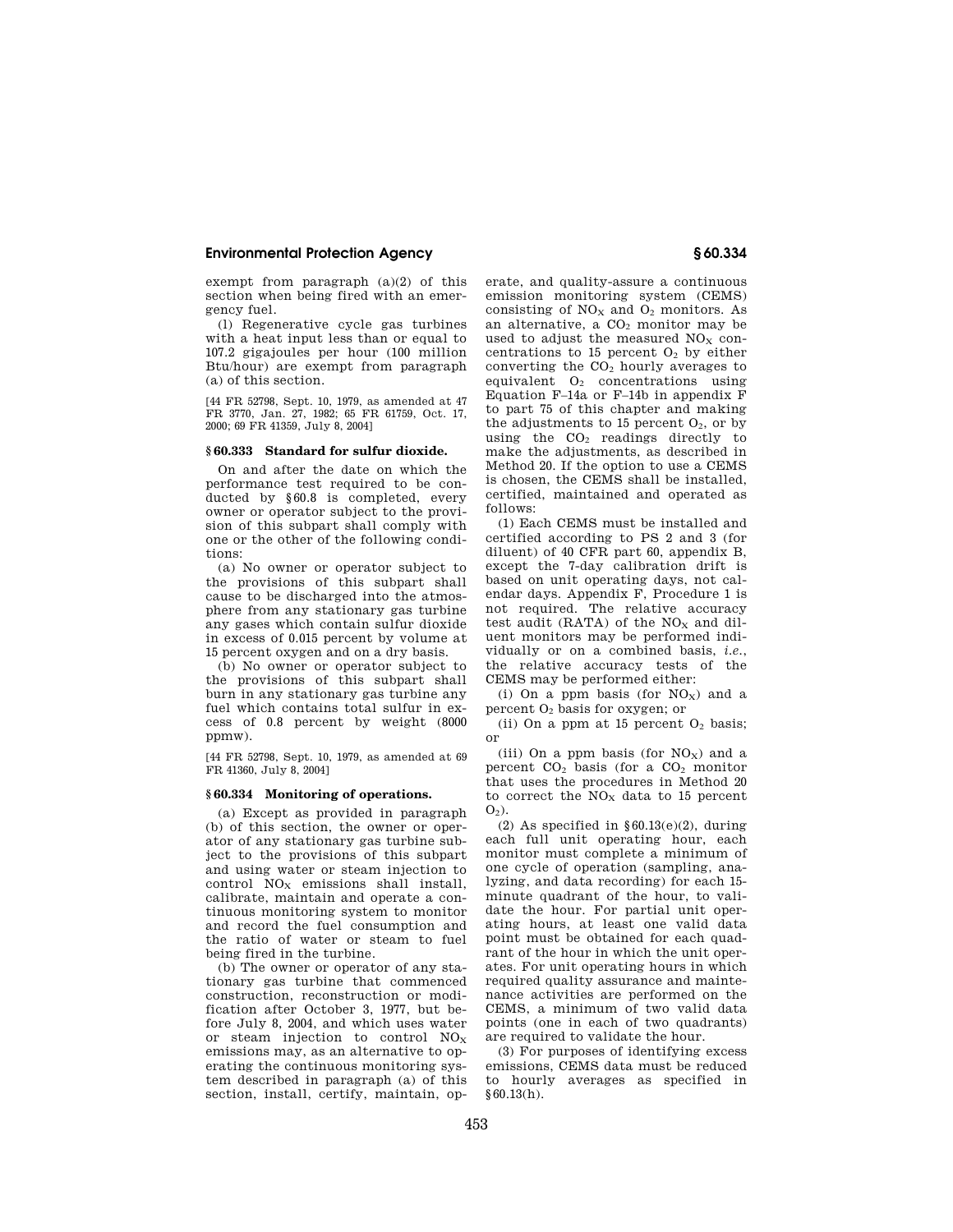exempt from paragraph (a)(2) of this section when being fired with an emergency fuel.

(l) Regenerative cycle gas turbines with a heat input less than or equal to 107.2 gigajoules per hour (100 million Btu/hour) are exempt from paragraph (a) of this section.

[44 FR 52798, Sept. 10, 1979, as amended at 47 FR 3770, Jan. 27, 1982; 65 FR 61759, Oct. 17, 2000; 69 FR 41359, July 8, 2004]

### § 60.333 Standard for sulfur dioxide.

On and after the date on which the performance test required to be conducted by § 60.8 is completed, every owner or operator subject to the provision of this subpart shall comply with one or the other of the following conditions:

(a) No owner or operator subject to the provisions of this subpart shall cause to be discharged into the atmosphere from any stationary gas turbine any gases which contain sulfur dioxide in excess of 0.015 percent by volume at 15 percent oxygen and on a dry basis.

(b) No owner or operator subject to the provisions of this subpart shall burn in any stationary gas turbine any fuel which contains total sulfur in excess of 0.8 percent by weight (8000 ppmw).

[44 FR 52798, Sept. 10, 1979, as amended at 69 FR 41360, July 8, 2004]

### § 60.334 Monitoring of operations.

(a) Except as provided in paragraph (b) of this section, the owner or operator of any stationary gas turbine subject to the provisions of this subpart and using water or steam injection to control $NO_X$ emissions shall install, calibrate, maintain and operate a continuous monitoring system to monitor and record the fuel consumption and the ratio of water or steam to fuel being fired in the turbine.

(b) The owner or operator of any stationary gas turbine that commenced construction, reconstruction or modification after October 3, 1977, but before July 8, 2004, and which uses water or steam injection to control $NO_X$ emissions may, as an alternative to operating the continuous monitoring system described in paragraph (a) of this section, install, certify, maintain, operate, and quality-assure a continuous emission monitoring system (CEMS) consisting of $NO_X$ and $O_2$ monitors. As an alternative, a $CO_2$ monitor may be used to adjust the measured $NO_X$ concentrations to 15 percent $O_2$ by either converting the $CO_2$ hourly averages to equivalent $O_2$ concentrations using Equation F–14a or F–14b in appendix F to part 75 of this chapter and making the adjustments to 15 percent $O_2$, or by using the $CO_2$ readings directly to make the adjustments, as described in Method 20. If the option to use a CEMS is chosen, the CEMS shall be installed, certified, maintained and operated as follows:

(1) Each CEMS must be installed and certified according to PS 2 and 3 (for diluent) of 40 CFR part 60, appendix B, except the 7-day calibration drift is based on unit operating days, not calendar days. Appendix F, Procedure 1 is not required. The relative accuracy test audit (RATA) of the $NO_X$ and diluent monitors may be performed individually or on a combined basis, *i.e.*, the relative accuracy tests of the CEMS may be performed either:

(i) On a ppm basis (for $NO_X$) and a percent $O_2$ basis for oxygen; or

(ii) On a ppm at 15 percent $O_2$ basis; or

(iii) On a ppm basis (for $NO_X$) and a percent $CO_2$ basis (for a $CO_2$ monitor that uses the procedures in Method 20 to correct the $NO_X$ data to 15 percent $O_2$).

(2) As specified in § 60.13(e)(2), during each full unit operating hour, each monitor must complete a minimum of one cycle of operation (sampling, analyzing, and data recording) for each 15-minute quadrant of the hour, to validate the hour. For partial unit operating hours, at least one valid data point must be obtained for each quadrant of the hour in which the unit operates. For unit operating hours in which required quality assurance and maintenance activities are performed on the CEMS, a minimum of two valid data points (one in each of two quadrants) are required to validate the hour.

(3) For purposes of identifying excess emissions, CEMS data must be reduced to hourly averages as specified in § 60.13(h).